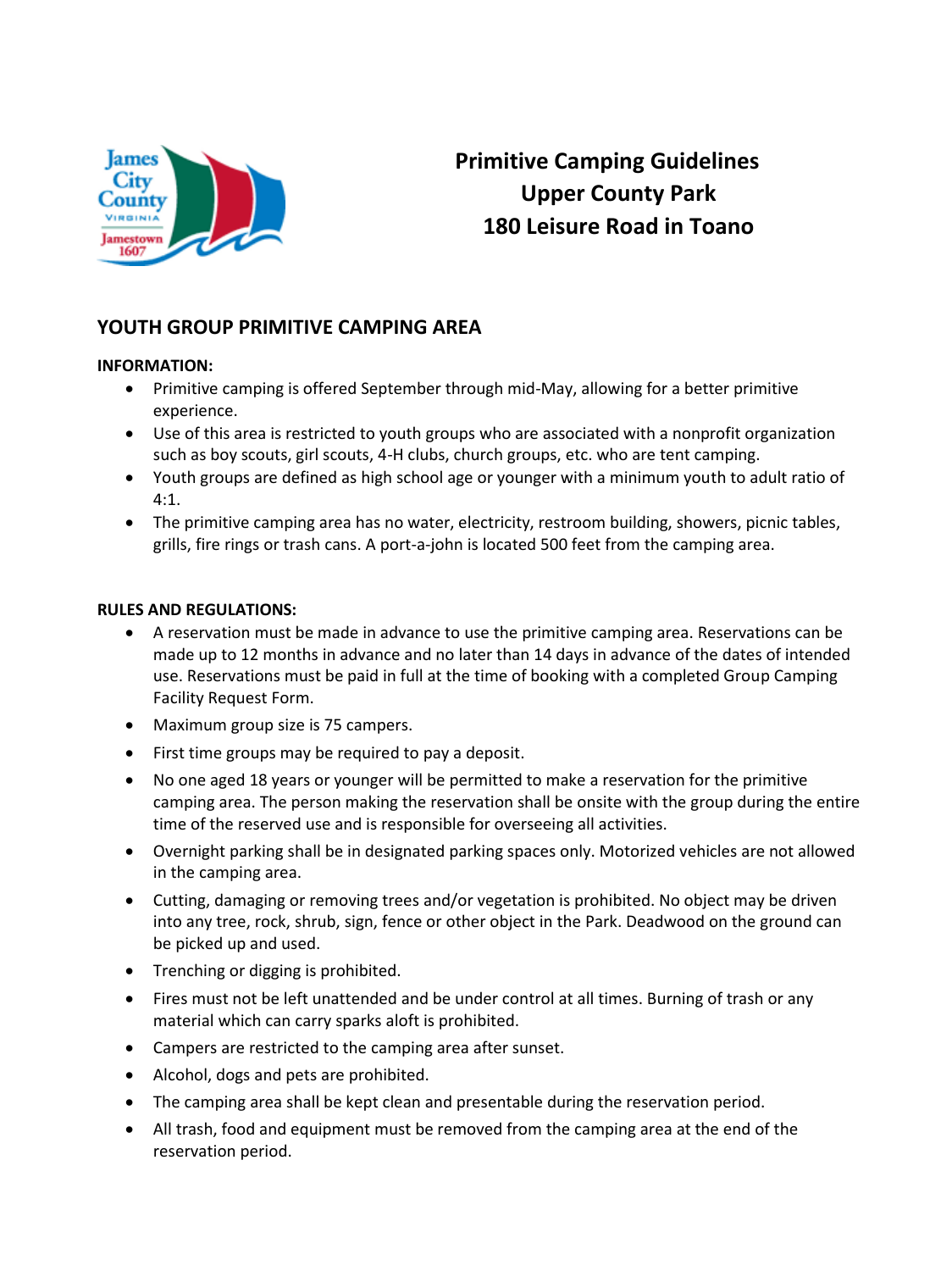# Primitive Camping Guidelines
# Upper County Park
# 180 Leisure Road in Toano

## YOUTH GROUP PRIMITIVE CAMPING AREA

**INFORMATION:**

- Primitive camping is offered September through mid-May, allowing for a better primitive experience.
- Use of this area is restricted to youth groups who are associated with a nonprofit organization such as boy scouts, girl scouts, 4-H clubs, church groups, etc. who are tent camping.
- Youth groups are defined as high school age or younger with a minimum youth to adult ratio of 4:1.
- The primitive camping area has no water, electricity, restroom building, showers, picnic tables, grills, fire rings or trash cans. A port-a-john is located 500 feet from the camping area.

**RULES AND REGULATIONS:**

- A reservation must be made in advance to use the primitive camping area. Reservations can be made up to 12 months in advance and no later than 14 days in advance of the dates of intended use. Reservations must be paid in full at the time of booking with a completed Group Camping Facility Request Form.
- Maximum group size is 75 campers.
- First time groups may be required to pay a deposit.
- No one aged 18 years or younger will be permitted to make a reservation for the primitive camping area. The person making the reservation shall be onsite with the group during the entire time of the reserved use and is responsible for overseeing all activities.
- Overnight parking shall be in designated parking spaces only. Motorized vehicles are not allowed in the camping area.
- Cutting, damaging or removing trees and/or vegetation is prohibited. No object may be driven into any tree, rock, shrub, sign, fence or other object in the Park. Deadwood on the ground can be picked up and used.
- Trenching or digging is prohibited.
- Fires must not be left unattended and be under control at all times. Burning of trash or any material which can carry sparks aloft is prohibited.
- Campers are restricted to the camping area after sunset.
- Alcohol, dogs and pets are prohibited.
- The camping area shall be kept clean and presentable during the reservation period.
- All trash, food and equipment must be removed from the camping area at the end of the reservation period.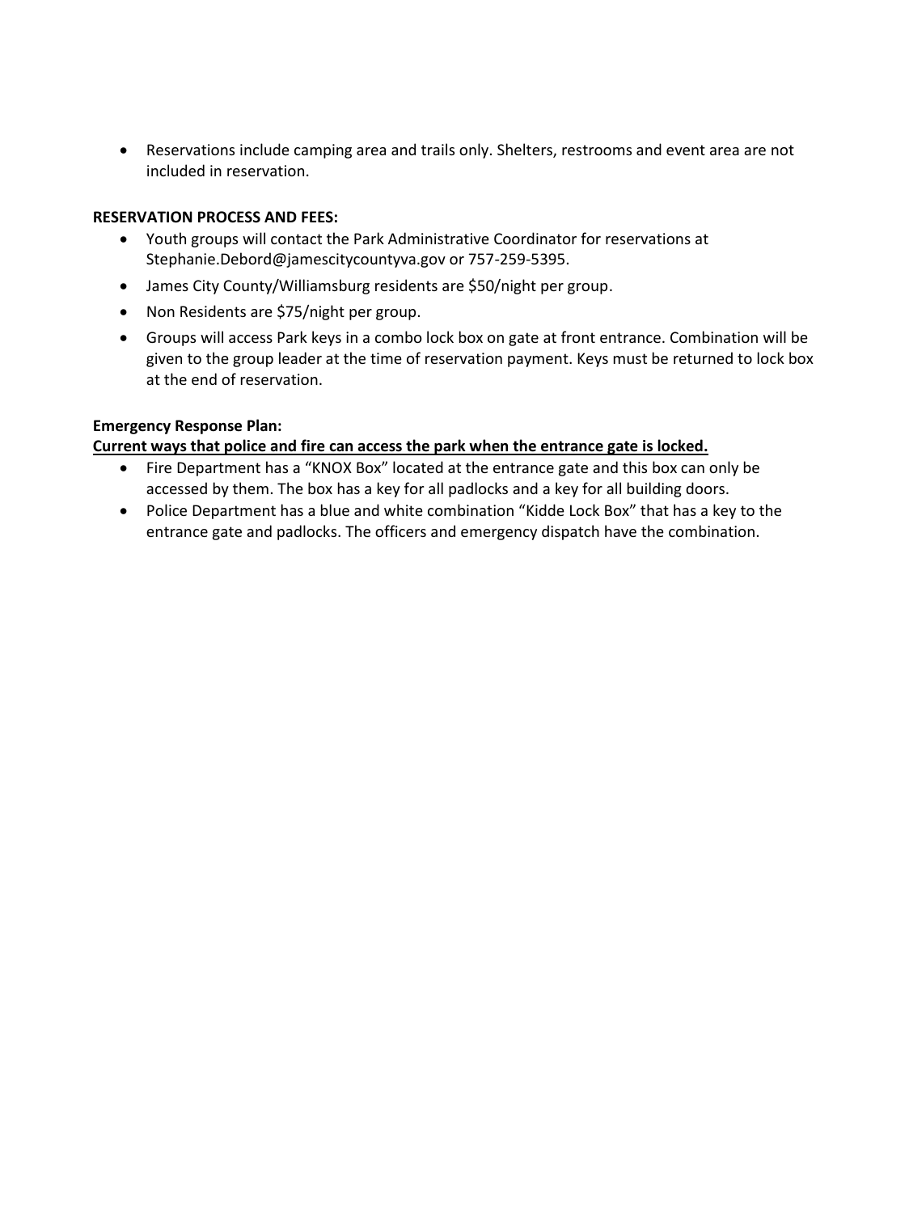- Reservations include camping area and trails only. Shelters, restrooms and event area are not included in reservation.

**RESERVATION PROCESS AND FEES:**

- Youth groups will contact the Park Administrative Coordinator for reservations at Stephanie.Debord@jamescitycountyva.gov or 757-259-5395.
- James City County/Williamsburg residents are $50/night per group.
- Non Residents are $75/night per group.
- Groups will access Park keys in a combo lock box on gate at front entrance. Combination will be given to the group leader at the time of reservation payment. Keys must be returned to lock box at the end of reservation.

**Emergency Response Plan:**

**<u>Current ways that police and fire can access the park when the entrance gate is locked.</u>**

- Fire Department has a "KNOX Box" located at the entrance gate and this box can only be accessed by them. The box has a key for all padlocks and a key for all building doors.
- Police Department has a blue and white combination "Kidde Lock Box" that has a key to the entrance gate and padlocks. The officers and emergency dispatch have the combination.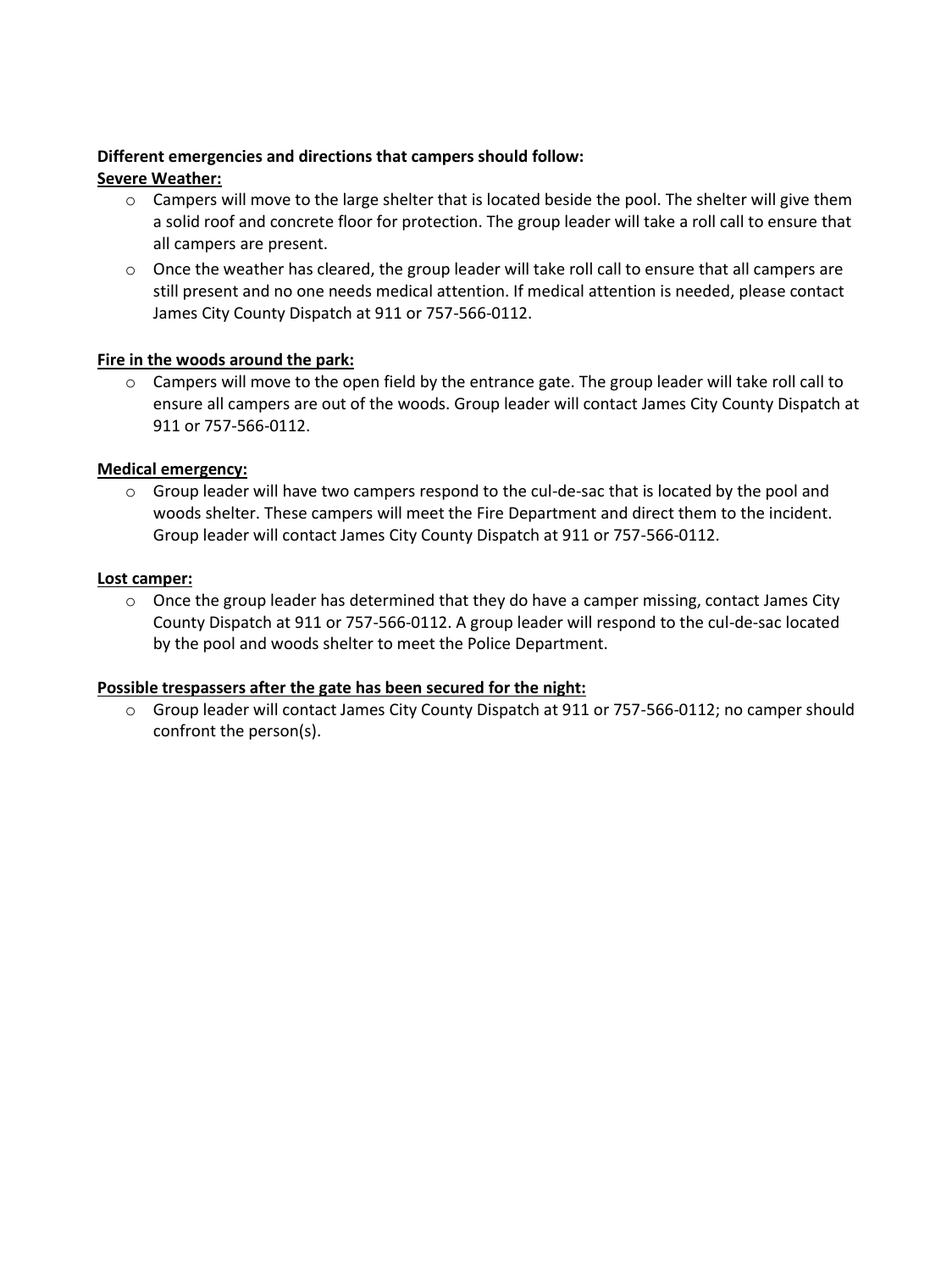**Different emergencies and directions that campers should follow:**

**Severe Weather:**

- Campers will move to the large shelter that is located beside the pool. The shelter will give them a solid roof and concrete floor for protection. The group leader will take a roll call to ensure that all campers are present.
- Once the weather has cleared, the group leader will take roll call to ensure that all campers are still present and no one needs medical attention. If medical attention is needed, please contact James City County Dispatch at 911 or 757-566-0112.

**Fire in the woods around the park:**

- Campers will move to the open field by the entrance gate. The group leader will take roll call to ensure all campers are out of the woods. Group leader will contact James City County Dispatch at 911 or 757-566-0112.

**Medical emergency:**

- Group leader will have two campers respond to the cul-de-sac that is located by the pool and woods shelter. These campers will meet the Fire Department and direct them to the incident. Group leader will contact James City County Dispatch at 911 or 757-566-0112.

**Lost camper:**

- Once the group leader has determined that they do have a camper missing, contact James City County Dispatch at 911 or 757-566-0112. A group leader will respond to the cul-de-sac located by the pool and woods shelter to meet the Police Department.

**Possible trespassers after the gate has been secured for the night:**

- Group leader will contact James City County Dispatch at 911 or 757-566-0112; no camper should confront the person(s).